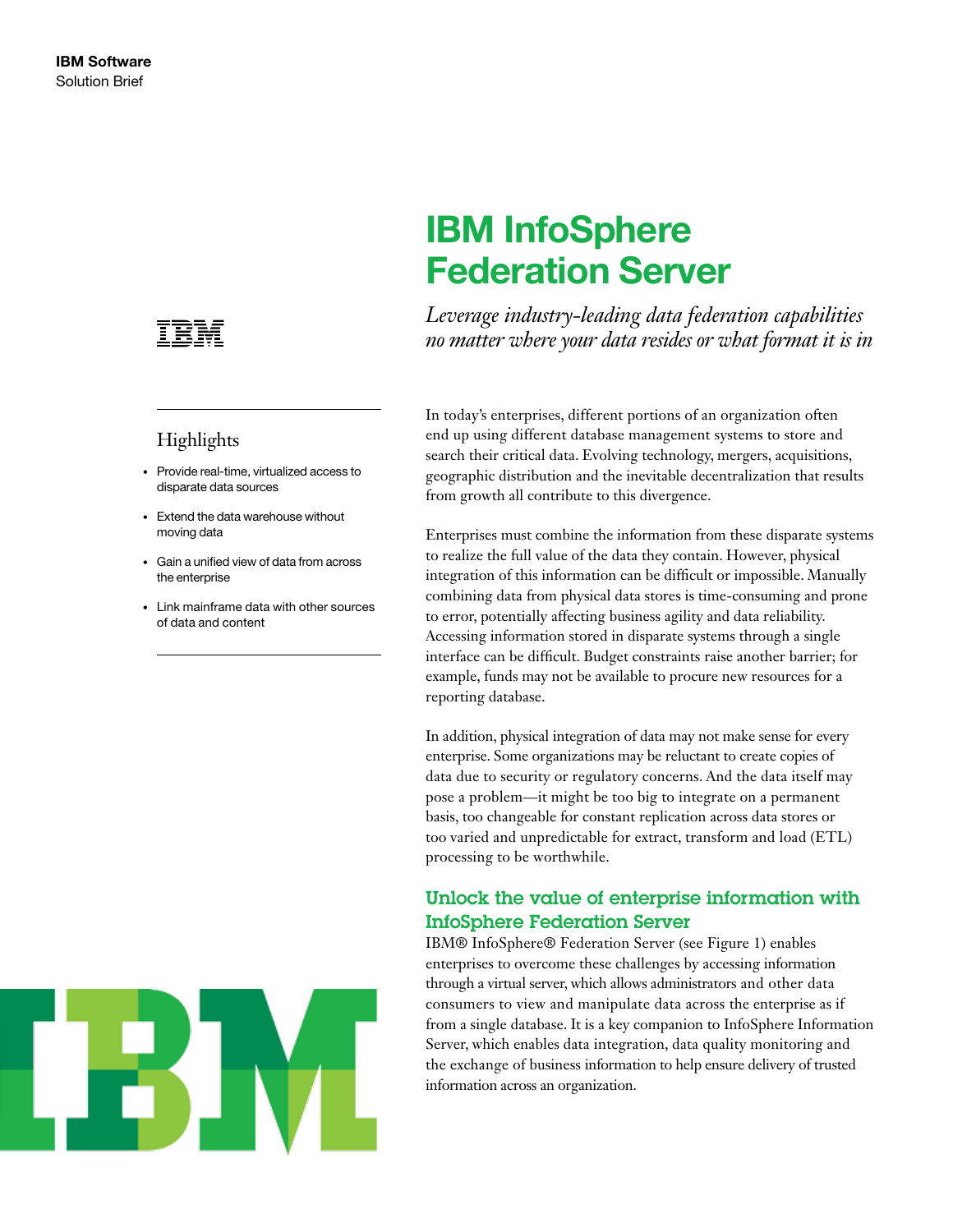**IBM Software**
Solution Brief

# IBM InfoSphere Federation Server

*Leverage industry-leading data federation capabilities no matter where your data resides or what format it is in*

## Highlights

- Provide real-time, virtualized access to disparate data sources
- Extend the data warehouse without moving data
- Gain a unified view of data from across the enterprise
- Link mainframe data with other sources of data and content

In today's enterprises, different portions of an organization often end up using different database management systems to store and search their critical data. Evolving technology, mergers, acquisitions, geographic distribution and the inevitable decentralization that results from growth all contribute to this divergence.

Enterprises must combine the information from these disparate systems to realize the full value of the data they contain. However, physical integration of this information can be difficult or impossible. Manually combining data from physical data stores is time-consuming and prone to error, potentially affecting business agility and data reliability. Accessing information stored in disparate systems through a single interface can be difficult. Budget constraints raise another barrier; for example, funds may not be available to procure new resources for a reporting database.

In addition, physical integration of data may not make sense for every enterprise. Some organizations may be reluctant to create copies of data due to security or regulatory concerns. And the data itself may pose a problem—it might be too big to integrate on a permanent basis, too changeable for constant replication across data stores or too varied and unpredictable for extract, transform and load (ETL) processing to be worthwhile.

## Unlock the value of enterprise information with InfoSphere Federation Server

IBM® InfoSphere® Federation Server (see Figure 1) enables enterprises to overcome these challenges by accessing information through a virtual server, which allows administrators and other data consumers to view and manipulate data across the enterprise as if from a single database. It is a key companion to InfoSphere Information Server, which enables data integration, data quality monitoring and the exchange of business information to help ensure delivery of trusted information across an organization.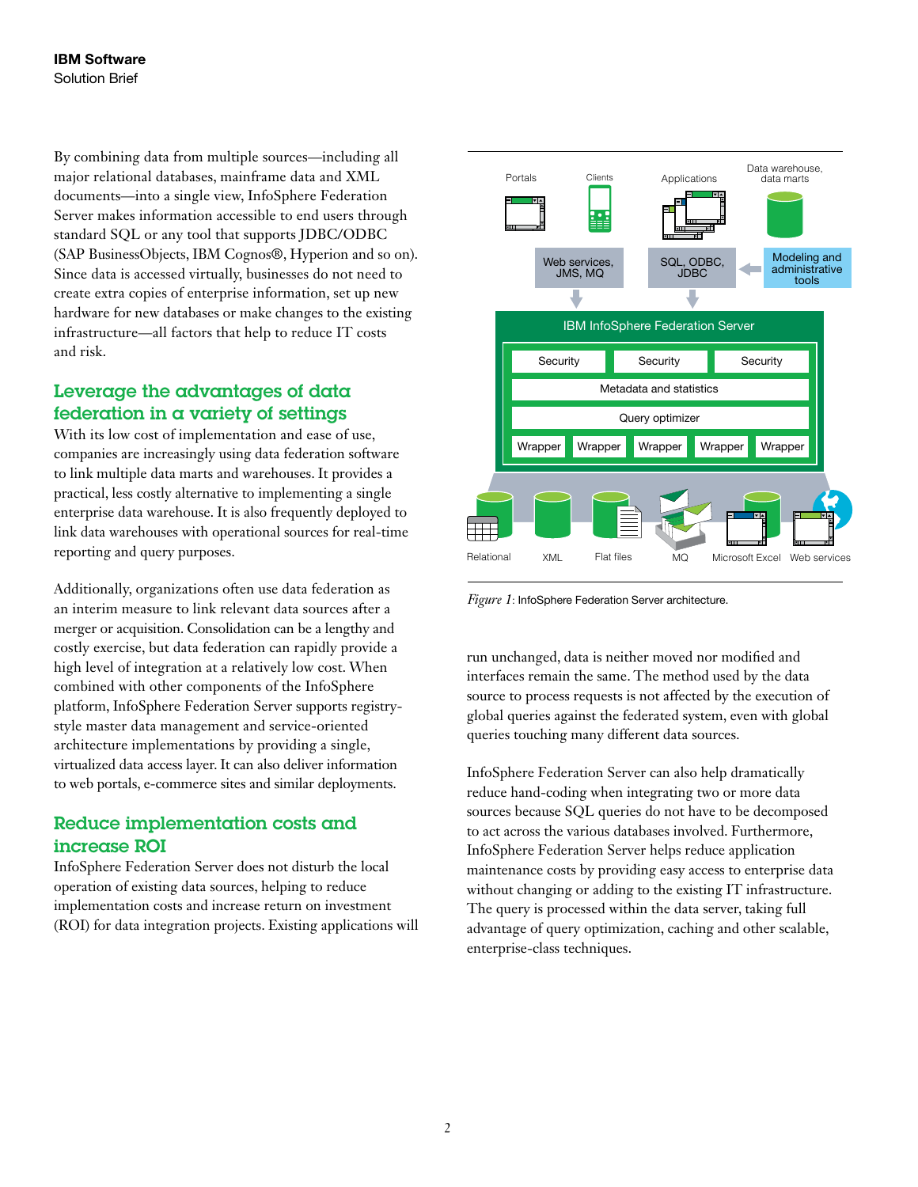By combining data from multiple sources—including all major relational databases, mainframe data and XML documents—into a single view, InfoSphere Federation Server makes information accessible to end users through standard SQL or any tool that supports JDBC/ODBC (SAP BusinessObjects, IBM Cognos®, Hyperion and so on). Since data is accessed virtually, businesses do not need to create extra copies of enterprise information, set up new hardware for new databases or make changes to the existing infrastructure—all factors that help to reduce IT costs and risk.

## Leverage the advantages of data federation in a variety of settings

With its low cost of implementation and ease of use, companies are increasingly using data federation software to link multiple data marts and warehouses. It provides a practical, less costly alternative to implementing a single enterprise data warehouse. It is also frequently deployed to link data warehouses with operational sources for real-time reporting and query purposes.

Additionally, organizations often use data federation as an interim measure to link relevant data sources after a merger or acquisition. Consolidation can be a lengthy and costly exercise, but data federation can rapidly provide a high level of integration at a relatively low cost. When combined with other components of the InfoSphere platform, InfoSphere Federation Server supports registry-style master data management and service-oriented architecture implementations by providing a single, virtualized data access layer. It can also deliver information to web portals, e-commerce sites and similar deployments.

## Reduce implementation costs and increase ROI

InfoSphere Federation Server does not disturb the local operation of existing data sources, helping to reduce implementation costs and increase return on investment (ROI) for data integration projects. Existing applications will run unchanged, data is neither moved nor modified and interfaces remain the same. The method used by the data source to process requests is not affected by the execution of global queries against the federated system, even with global queries touching many different data sources.

InfoSphere Federation Server can also help dramatically reduce hand-coding when integrating two or more data sources because SQL queries do not have to be decomposed to act across the various databases involved. Furthermore, InfoSphere Federation Server helps reduce application maintenance costs by providing easy access to enterprise data without changing or adding to the existing IT infrastructure. The query is processed within the data server, taking full advantage of query optimization, caching and other scalable, enterprise-class techniques.

*Figure 1*: InfoSphere Federation Server architecture.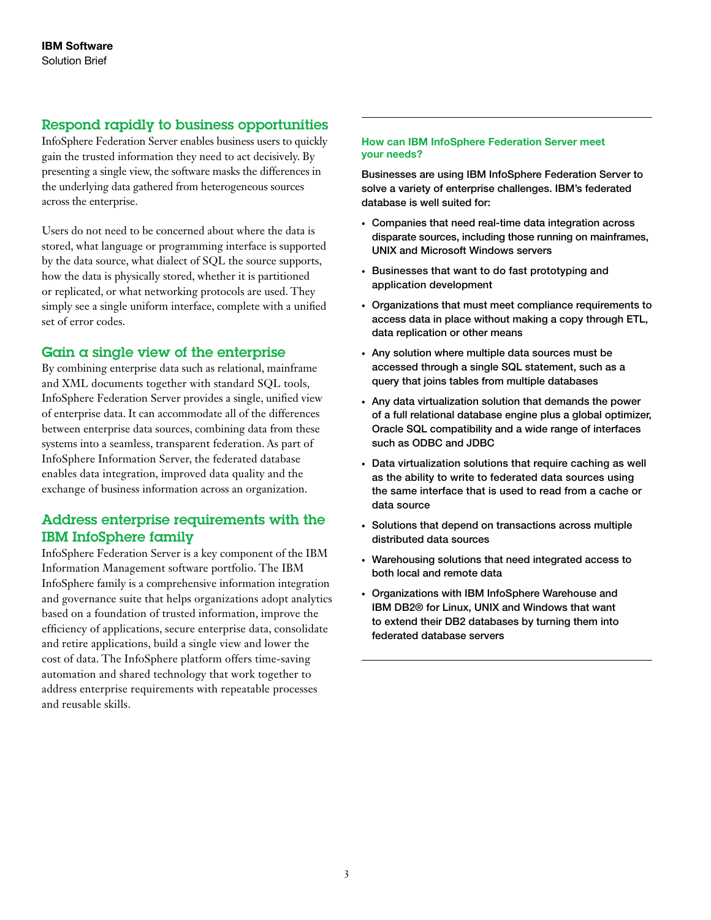## Respond rapidly to business opportunities

InfoSphere Federation Server enables business users to quickly gain the trusted information they need to act decisively. By presenting a single view, the software masks the differences in the underlying data gathered from heterogeneous sources across the enterprise.

Users do not need to be concerned about where the data is stored, what language or programming interface is supported by the data source, what dialect of SQL the source supports, how the data is physically stored, whether it is partitioned or replicated, or what networking protocols are used. They simply see a single uniform interface, complete with a unified set of error codes.

## Gain a single view of the enterprise

By combining enterprise data such as relational, mainframe and XML documents together with standard SQL tools, InfoSphere Federation Server provides a single, unified view of enterprise data. It can accommodate all of the differences between enterprise data sources, combining data from these systems into a seamless, transparent federation. As part of InfoSphere Information Server, the federated database enables data integration, improved data quality and the exchange of business information across an organization.

## Address enterprise requirements with the IBM InfoSphere family

InfoSphere Federation Server is a key component of the IBM Information Management software portfolio. The IBM InfoSphere family is a comprehensive information integration and governance suite that helps organizations adopt analytics based on a foundation of trusted information, improve the efficiency of applications, secure enterprise data, consolidate and retire applications, build a single view and lower the cost of data. The InfoSphere platform offers time-saving automation and shared technology that work together to address enterprise requirements with repeatable processes and reusable skills.

---

### How can IBM InfoSphere Federation Server meet your needs?

Businesses are using IBM InfoSphere Federation Server to solve a variety of enterprise challenges. IBM's federated database is well suited for:

- Companies that need real-time data integration across disparate sources, including those running on mainframes, UNIX and Microsoft Windows servers
- Businesses that want to do fast prototyping and application development
- Organizations that must meet compliance requirements to access data in place without making a copy through ETL, data replication or other means
- Any solution where multiple data sources must be accessed through a single SQL statement, such as a query that joins tables from multiple databases
- Any data virtualization solution that demands the power of a full relational database engine plus a global optimizer, Oracle SQL compatibility and a wide range of interfaces such as ODBC and JDBC
- Data virtualization solutions that require caching as well as the ability to write to federated data sources using the same interface that is used to read from a cache or data source
- Solutions that depend on transactions across multiple distributed data sources
- Warehousing solutions that need integrated access to both local and remote data
- Organizations with IBM InfoSphere Warehouse and IBM DB2® for Linux, UNIX and Windows that want to extend their DB2 databases by turning them into federated database servers

---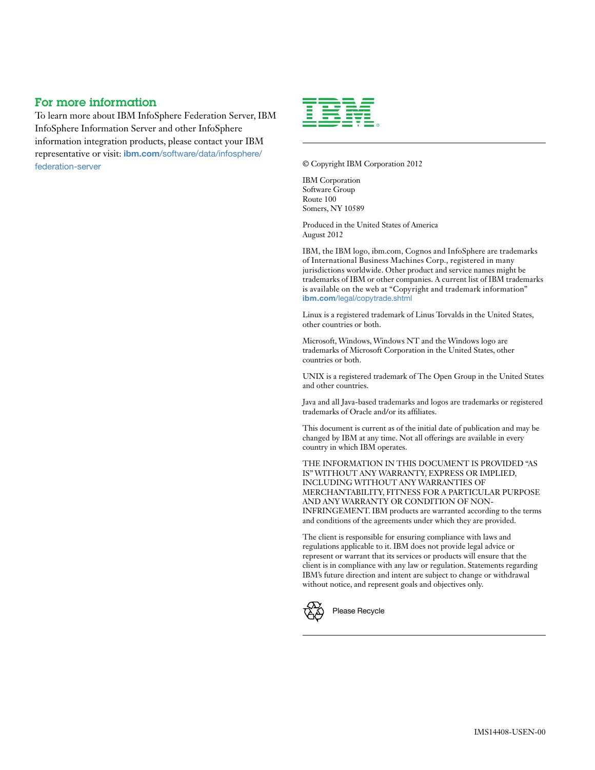## For more information

To learn more about IBM InfoSphere Federation Server, IBM InfoSphere Information Server and other InfoSphere information integration products, please contact your IBM representative or visit: **ibm.com**/software/data/infosphere/federation-server

© Copyright IBM Corporation 2012

IBM Corporation
Software Group
Route 100
Somers, NY 10589

Produced in the United States of America
August 2012

IBM, the IBM logo, ibm.com, Cognos and InfoSphere are trademarks of International Business Machines Corp., registered in many jurisdictions worldwide. Other product and service names might be trademarks of IBM or other companies. A current list of IBM trademarks is available on the web at "Copyright and trademark information" **ibm.com**/legal/copytrade.shtml

Linux is a registered trademark of Linus Torvalds in the United States, other countries or both.

Microsoft, Windows, Windows NT and the Windows logo are trademarks of Microsoft Corporation in the United States, other countries or both.

UNIX is a registered trademark of The Open Group in the United States and other countries.

Java and all Java-based trademarks and logos are trademarks or registered trademarks of Oracle and/or its affiliates.

This document is current as of the initial date of publication and may be changed by IBM at any time. Not all offerings are available in every country in which IBM operates.

THE INFORMATION IN THIS DOCUMENT IS PROVIDED "AS IS" WITHOUT ANY WARRANTY, EXPRESS OR IMPLIED, INCLUDING WITHOUT ANY WARRANTIES OF MERCHANTABILITY, FITNESS FOR A PARTICULAR PURPOSE AND ANY WARRANTY OR CONDITION OF NON-INFRINGEMENT. IBM products are warranted according to the terms and conditions of the agreements under which they are provided.

The client is responsible for ensuring compliance with laws and regulations applicable to it. IBM does not provide legal advice or represent or warrant that its services or products will ensure that the client is in compliance with any law or regulation. Statements regarding IBM's future direction and intent are subject to change or withdrawal without notice, and represent goals and objectives only.

Please Recycle

IMS14408-USEN-00